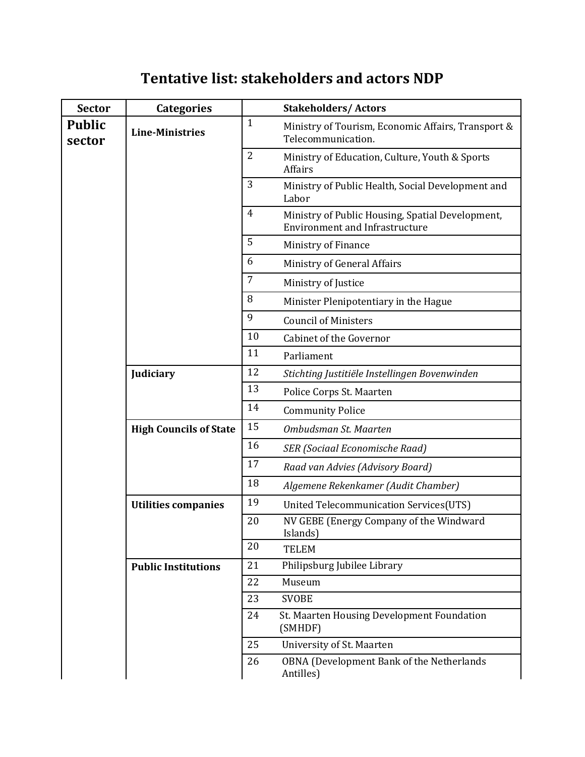# Tentative list: stakeholders and actors NDP

| Sector | Categories | | Stakeholders/ Actors |
|---|---|---|---|
| **Public sector** | **Line-Ministries** | 1 | Ministry of Tourism, Economic Affairs, Transport & Telecommunication. |
| | | 2 | Ministry of Education, Culture, Youth & Sports Affairs |
| | | 3 | Ministry of Public Health, Social Development and Labor |
| | | 4 | Ministry of Public Housing, Spatial Development, Environment and Infrastructure |
| | | 5 | Ministry of Finance |
| | | 6 | Ministry of General Affairs |
| | | 7 | Ministry of Justice |
| | | 8 | Minister Plenipotentiary in the Hague |
| | | 9 | Council of Ministers |
| | | 10 | Cabinet of the Governor |
| | | 11 | Parliament |
| | **Judiciary** | 12 | *Stichting Justitiële Instellingen Bovenwinden* |
| | | 13 | Police Corps St. Maarten |
| | | 14 | Community Police |
| | **High Councils of State** | 15 | *Ombudsman St. Maarten* |
| | | 16 | *SER (Sociaal Economische Raad)* |
| | | 17 | *Raad van Advies (Advisory Board)* |
| | | 18 | *Algemene Rekenkamer (Audit Chamber)* |
| | **Utilities companies** | 19 | United Telecommunication Services(UTS) |
| | | 20 | NV GEBE (Energy Company of the Windward Islands) |
| | | 20 | TELEM |
| | **Public Institutions** | 21 | Philipsburg Jubilee Library |
| | | 22 | Museum |
| | | 23 | SVOBE |
| | | 24 | St. Maarten Housing Development Foundation (SMHDF) |
| | | 25 | University of St. Maarten |
| | | 26 | OBNA (Development Bank of the Netherlands Antilles) |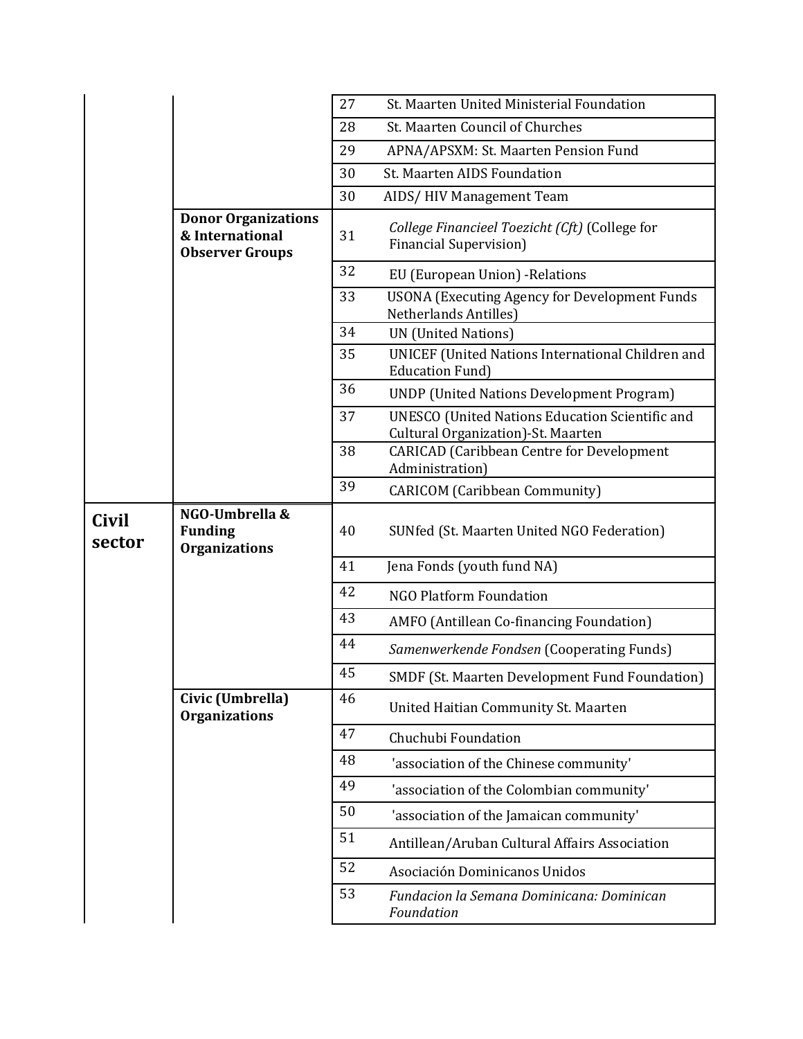| | | | |
|---|---|---|---|
| | | 27 | St. Maarten United Ministerial Foundation |
| | | 28 | St. Maarten Council of Churches |
| | | 29 | APNA/APSXM: St. Maarten Pension Fund |
| | | 30 | St. Maarten AIDS Foundation |
| | | 30 | AIDS/ HIV Management Team |
| | **Donor Organizations & International Observer Groups** | 31 | *College Financieel Toezicht (Cft)* (College for Financial Supervision) |
| | | 32 | EU (European Union) -Relations |
| | | 33 | USONA (Executing Agency for Development Funds Netherlands Antilles) |
| | | 34 | UN (United Nations) |
| | | 35 | UNICEF (United Nations International Children and Education Fund) |
| | | 36 | UNDP (United Nations Development Program) |
| | | 37 | UNESCO (United Nations Education Scientific and Cultural Organization)-St. Maarten |
| | | 38 | CARICAD (Caribbean Centre for Development Administration) |
| | | 39 | CARICOM (Caribbean Community) |
| **Civil sector** | **NGO-Umbrella & Funding Organizations** | 40 | SUNfed (St. Maarten United NGO Federation) |
| | | 41 | Jena Fonds (youth fund NA) |
| | | 42 | NGO Platform Foundation |
| | | 43 | AMFO (Antillean Co-financing Foundation) |
| | | 44 | *Samenwerkende Fondsen* (Cooperating Funds) |
| | | 45 | SMDF (St. Maarten Development Fund Foundation) |
| | **Civic (Umbrella) Organizations** | 46 | United Haitian Community St. Maarten |
| | | 47 | Chuchubi Foundation |
| | | 48 | 'association of the Chinese community' |
| | | 49 | 'association of the Colombian community' |
| | | 50 | 'association of the Jamaican community' |
| | | 51 | Antillean/Aruban Cultural Affairs Association |
| | | 52 | Asociación Dominicanos Unidos |
| | | 53 | *Fundacion la Semana Dominicana: Dominican Foundation* |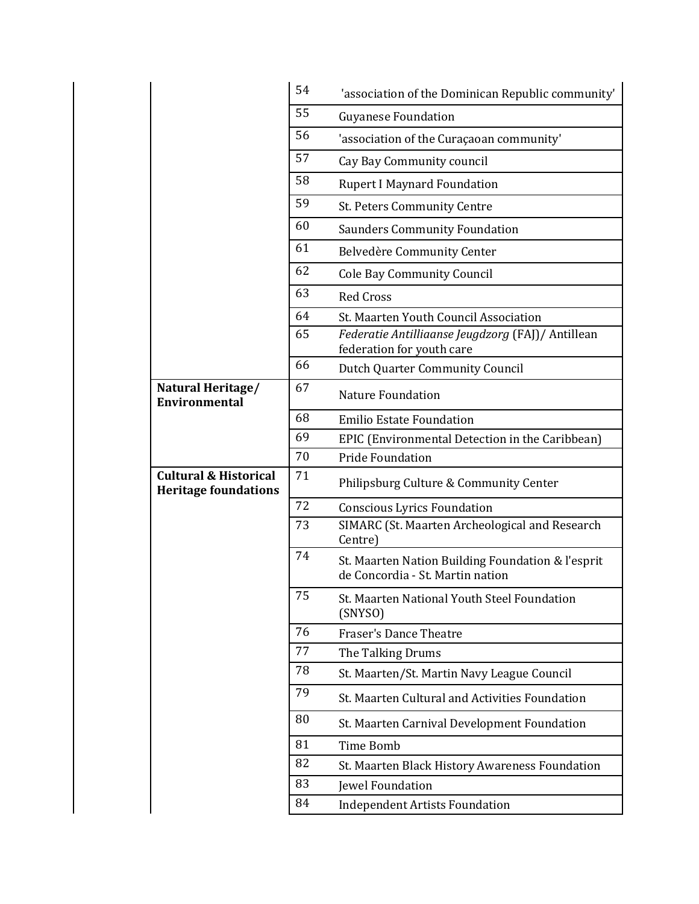| | | | |
|---|---|---|---|
| | | 54 | 'association of the Dominican Republic community' |
| | | 55 | Guyanese Foundation |
| | | 56 | 'association of the Curaçaoan community' |
| | | 57 | Cay Bay Community council |
| | | 58 | Rupert I Maynard Foundation |
| | | 59 | St. Peters Community Centre |
| | | 60 | Saunders Community Foundation |
| | | 61 | Belvedère Community Center |
| | | 62 | Cole Bay Community Council |
| | | 63 | Red Cross |
| | | 64 | St. Maarten Youth Council Association |
| | | 65 | *Federatie Antilliaanse Jeugdzorg* (FAJ)/ Antillean federation for youth care |
| | | 66 | Dutch Quarter Community Council |
| | **Natural Heritage/ Environmental** | 67 | Nature Foundation |
| | | 68 | Emilio Estate Foundation |
| | | 69 | EPIC (Environmental Detection in the Caribbean) |
| | | 70 | Pride Foundation |
| | **Cultural & Historical Heritage foundations** | 71 | Philipsburg Culture & Community Center |
| | | 72 | Conscious Lyrics Foundation |
| | | 73 | SIMARC (St. Maarten Archeological and Research Centre) |
| | | 74 | St. Maarten Nation Building Foundation & l'esprit de Concordia - St. Martin nation |
| | | 75 | St. Maarten National Youth Steel Foundation (SNYSO) |
| | | 76 | Fraser's Dance Theatre |
| | | 77 | The Talking Drums |
| | | 78 | St. Maarten/St. Martin Navy League Council |
| | | 79 | St. Maarten Cultural and Activities Foundation |
| | | 80 | St. Maarten Carnival Development Foundation |
| | | 81 | Time Bomb |
| | | 82 | St. Maarten Black History Awareness Foundation |
| | | 83 | Jewel Foundation |
| | | 84 | Independent Artists Foundation |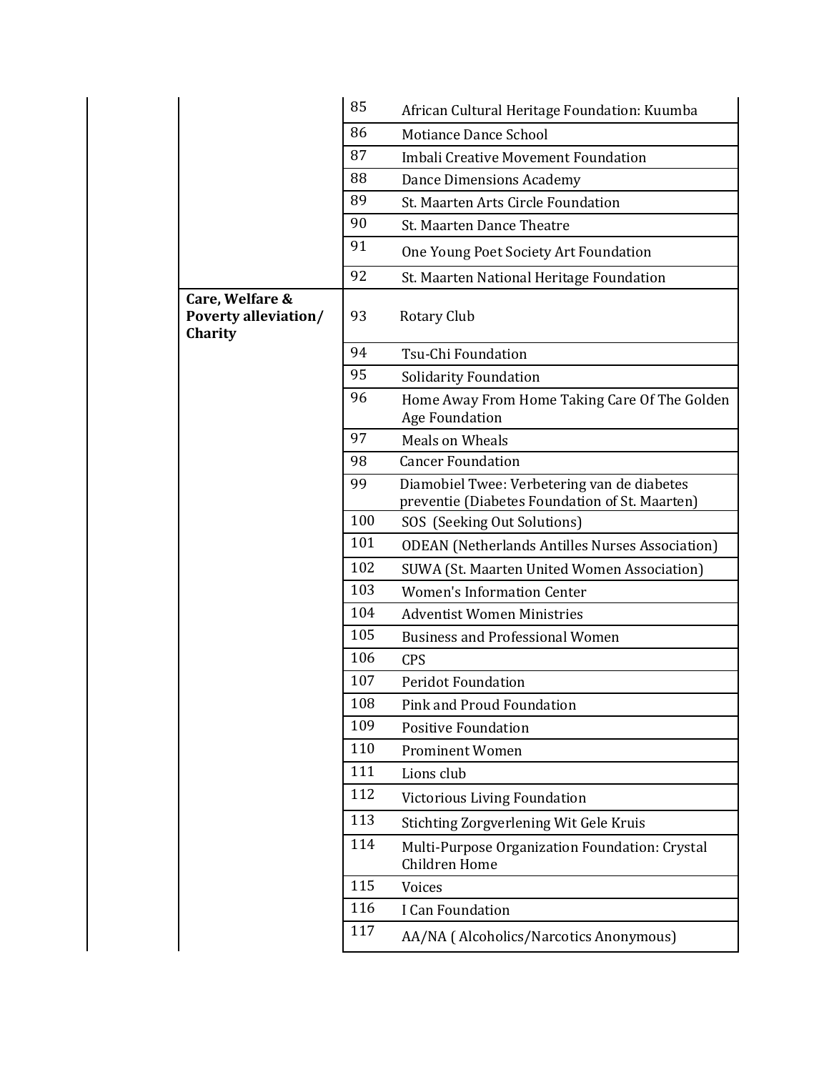| | | | |
|---|---|---|---|
| | | 85 | African Cultural Heritage Foundation: Kuumba |
| | | 86 | Motiance Dance School |
| | | 87 | Imbali Creative Movement Foundation |
| | | 88 | Dance Dimensions Academy |
| | | 89 | St. Maarten Arts Circle Foundation |
| | | 90 | St. Maarten Dance Theatre |
| | | 91 | One Young Poet Society Art Foundation |
| | | 92 | St. Maarten National Heritage Foundation |
| | **Care, Welfare & Poverty alleviation/ Charity** | 93 | Rotary Club |
| | | 94 | Tsu-Chi Foundation |
| | | 95 | Solidarity Foundation |
| | | 96 | Home Away From Home Taking Care Of The Golden Age Foundation |
| | | 97 | Meals on Wheals |
| | | 98 | Cancer Foundation |
| | | 99 | Diamobiel Twee: Verbetering van de diabetes preventie (Diabetes Foundation of St. Maarten) |
| | | 100 | SOS (Seeking Out Solutions) |
| | | 101 | ODEAN (Netherlands Antilles Nurses Association) |
| | | 102 | SUWA (St. Maarten United Women Association) |
| | | 103 | Women's Information Center |
| | | 104 | Adventist Women Ministries |
| | | 105 | Business and Professional Women |
| | | 106 | CPS |
| | | 107 | Peridot Foundation |
| | | 108 | Pink and Proud Foundation |
| | | 109 | Positive Foundation |
| | | 110 | Prominent Women |
| | | 111 | Lions club |
| | | 112 | Victorious Living Foundation |
| | | 113 | Stichting Zorgverlening Wit Gele Kruis |
| | | 114 | Multi-Purpose Organization Foundation: Crystal Children Home |
| | | 115 | Voices |
| | | 116 | I Can Foundation |
| | | 117 | AA/NA ( Alcoholics/Narcotics Anonymous) |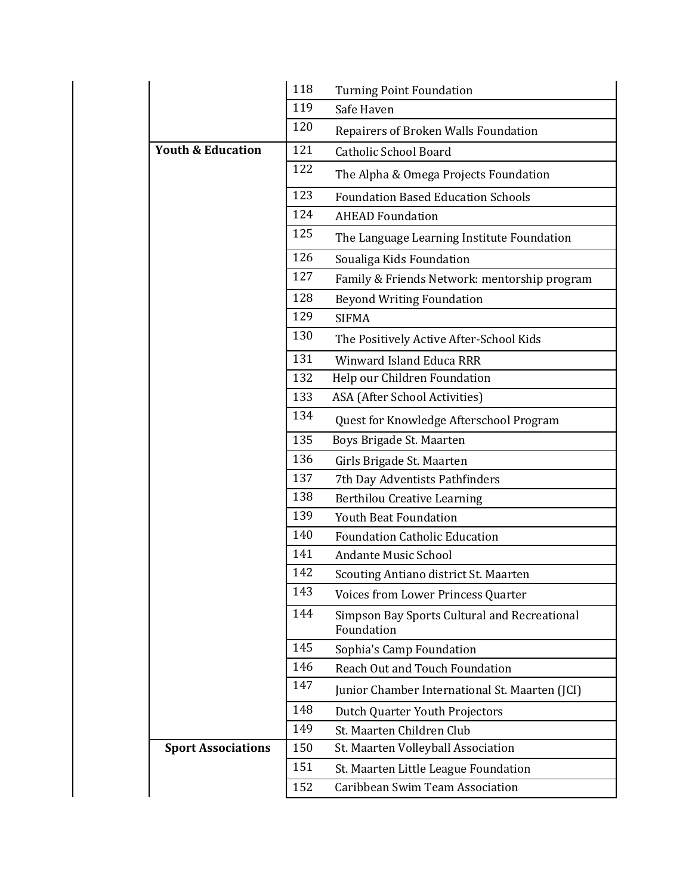| | | | |
|---|---|---|---|
| | | 118 | Turning Point Foundation |
| | | 119 | Safe Haven |
| | | 120 | Repairers of Broken Walls Foundation |
| | **Youth & Education** | 121 | Catholic School Board |
| | | 122 | The Alpha & Omega Projects Foundation |
| | | 123 | Foundation Based Education Schools |
| | | 124 | AHEAD Foundation |
| | | 125 | The Language Learning Institute Foundation |
| | | 126 | Soualiga Kids Foundation |
| | | 127 | Family & Friends Network: mentorship program |
| | | 128 | Beyond Writing Foundation |
| | | 129 | SIFMA |
| | | 130 | The Positively Active After-School Kids |
| | | 131 | Winward Island Educa RRR |
| | | 132 | Help our Children Foundation |
| | | 133 | ASA (After School Activities) |
| | | 134 | Quest for Knowledge Afterschool Program |
| | | 135 | Boys Brigade St. Maarten |
| | | 136 | Girls Brigade St. Maarten |
| | | 137 | 7th Day Adventists Pathfinders |
| | | 138 | Berthilou Creative Learning |
| | | 139 | Youth Beat Foundation |
| | | 140 | Foundation Catholic Education |
| | | 141 | Andante Music School |
| | | 142 | Scouting Antiano district St. Maarten |
| | | 143 | Voices from Lower Princess Quarter |
| | | 144 | Simpson Bay Sports Cultural and Recreational Foundation |
| | | 145 | Sophia's Camp Foundation |
| | | 146 | Reach Out and Touch Foundation |
| | | 147 | Junior Chamber International St. Maarten (JCI) |
| | | 148 | Dutch Quarter Youth Projectors |
| | | 149 | St. Maarten Children Club |
| | **Sport Associations** | 150 | St. Maarten Volleyball Association |
| | | 151 | St. Maarten Little League Foundation |
| | | 152 | Caribbean Swim Team Association |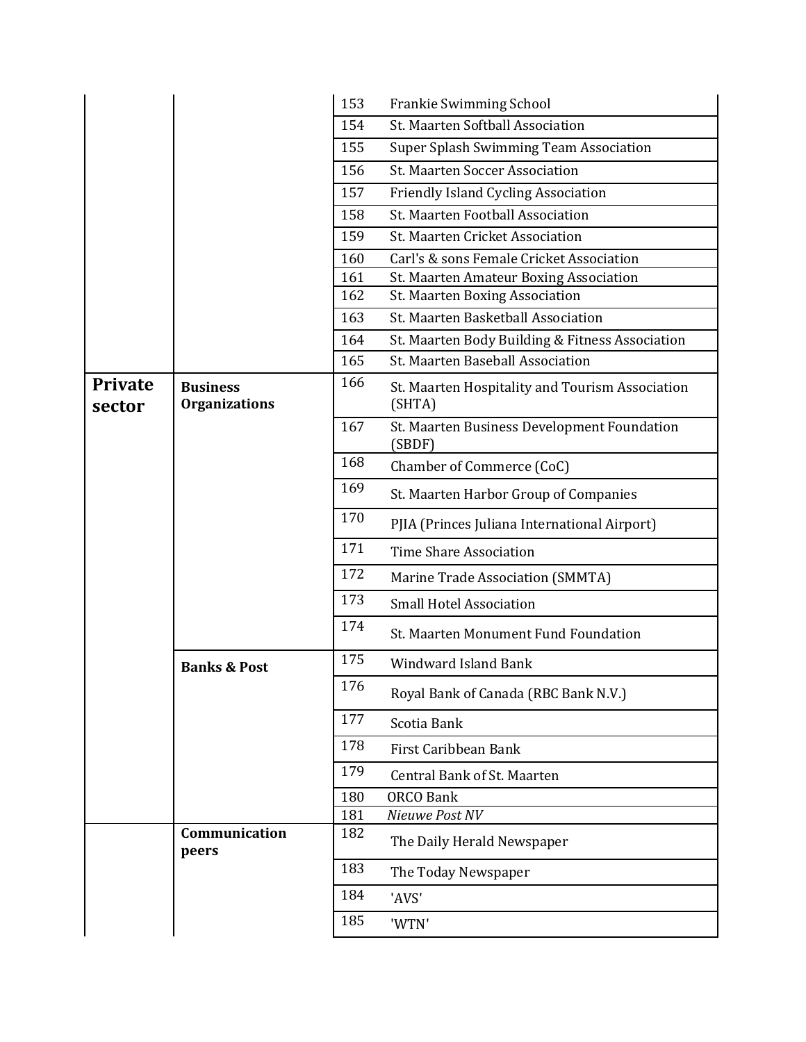| | | | |
|---|---|---|---|
| | | 153 | Frankie Swimming School |
| | | 154 | St. Maarten Softball Association |
| | | 155 | Super Splash Swimming Team Association |
| | | 156 | St. Maarten Soccer Association |
| | | 157 | Friendly Island Cycling Association |
| | | 158 | St. Maarten Football Association |
| | | 159 | St. Maarten Cricket Association |
| | | 160 | Carl's & sons Female Cricket Association |
| | | 161 | St. Maarten Amateur Boxing Association |
| | | 162 | St. Maarten Boxing Association |
| | | 163 | St. Maarten Basketball Association |
| | | 164 | St. Maarten Body Building & Fitness Association |
| | | 165 | St. Maarten Baseball Association |
| **Private sector** | **Business Organizations** | 166 | St. Maarten Hospitality and Tourism Association (SHTA) |
| | | 167 | St. Maarten Business Development Foundation (SBDF) |
| | | 168 | Chamber of Commerce (CoC) |
| | | 169 | St. Maarten Harbor Group of Companies |
| | | 170 | PJIA (Princes Juliana International Airport) |
| | | 171 | Time Share Association |
| | | 172 | Marine Trade Association (SMMTA) |
| | | 173 | Small Hotel Association |
| | | 174 | St. Maarten Monument Fund Foundation |
| | **Banks & Post** | 175 | Windward Island Bank |
| | | 176 | Royal Bank of Canada (RBC Bank N.V.) |
| | | 177 | Scotia Bank |
| | | 178 | First Caribbean Bank |
| | | 179 | Central Bank of St. Maarten |
| | | 180 | ORCO Bank |
| | | 181 | *Nieuwe Post NV* |
| | **Communication peers** | 182 | The Daily Herald Newspaper |
| | | 183 | The Today Newspaper |
| | | 184 | 'AVS' |
| | | 185 | 'WTN' |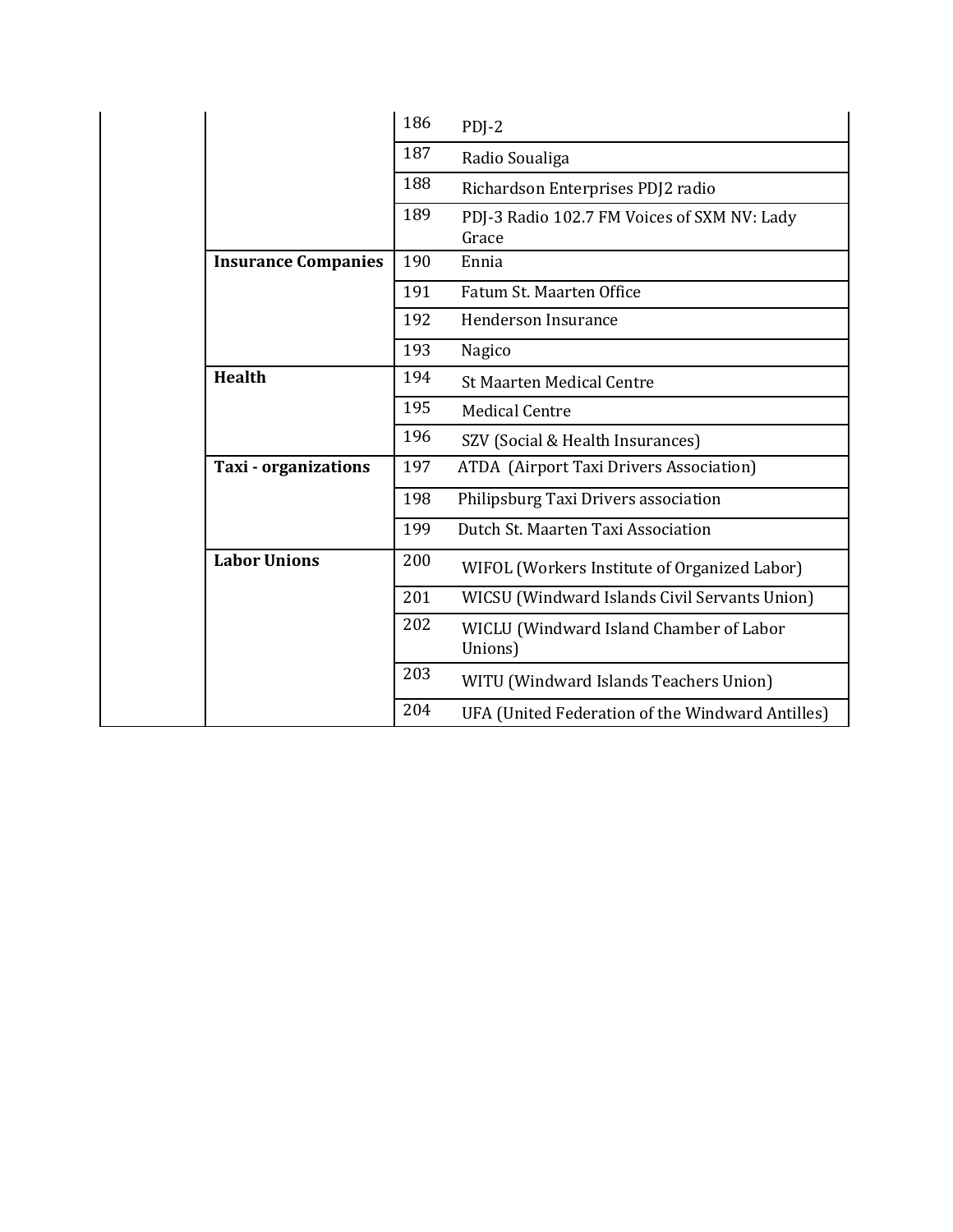| | | | |
|---|---|---|---|
| | | 186 | PDJ-2 |
| | | 187 | Radio Soualiga |
| | | 188 | Richardson Enterprises PDJ2 radio |
| | | 189 | PDJ-3 Radio 102.7 FM Voices of SXM NV: Lady Grace |
| | **Insurance Companies** | 190 | Ennia |
| | | 191 | Fatum St. Maarten Office |
| | | 192 | Henderson Insurance |
| | | 193 | Nagico |
| | **Health** | 194 | St Maarten Medical Centre |
| | | 195 | Medical Centre |
| | | 196 | SZV (Social & Health Insurances) |
| | **Taxi - organizations** | 197 | ATDA (Airport Taxi Drivers Association) |
| | | 198 | Philipsburg Taxi Drivers association |
| | | 199 | Dutch St. Maarten Taxi Association |
| | **Labor Unions** | 200 | WIFOL (Workers Institute of Organized Labor) |
| | | 201 | WICSU (Windward Islands Civil Servants Union) |
| | | 202 | WICLU (Windward Island Chamber of Labor Unions) |
| | | 203 | WITU (Windward Islands Teachers Union) |
| | | 204 | UFA (United Federation of the Windward Antilles) |